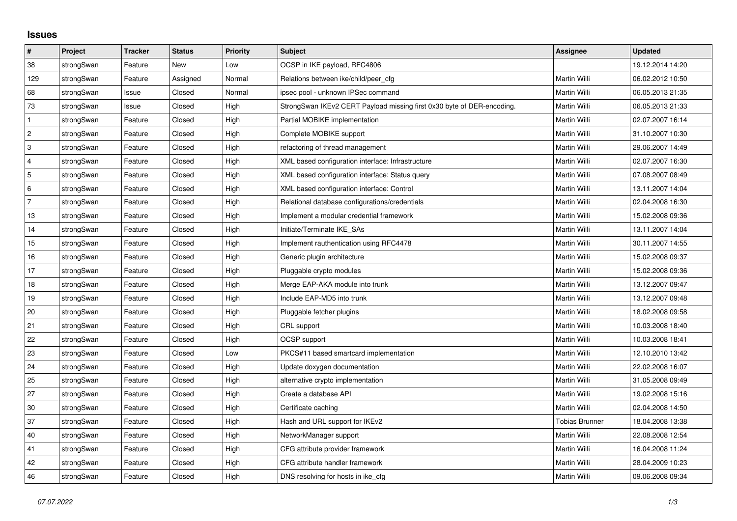## Issues

| # | Project | Tracker | Status | Priority | Subject | Assignee | Updated |
|---|---|---|---|---|---|---|---|
| 38 | strongSwan | Feature | New | Low | OCSP in IKE payload, RFC4806 | | 19.12.2014 14:20 |
| 129 | strongSwan | Feature | Assigned | Normal | Relations between ike/child/peer_cfg | Martin Willi | 06.02.2012 10:50 |
| 68 | strongSwan | Issue | Closed | Normal | ipsec pool - unknown IPSec command | Martin Willi | 06.05.2013 21:35 |
| 73 | strongSwan | Issue | Closed | High | StrongSwan IKEv2 CERT Payload missing first 0x30 byte of DER-encoding. | Martin Willi | 06.05.2013 21:33 |
| 1 | strongSwan | Feature | Closed | High | Partial MOBIKE implementation | Martin Willi | 02.07.2007 16:14 |
| 2 | strongSwan | Feature | Closed | High | Complete MOBIKE support | Martin Willi | 31.10.2007 10:30 |
| 3 | strongSwan | Feature | Closed | High | refactoring of thread management | Martin Willi | 29.06.2007 14:49 |
| 4 | strongSwan | Feature | Closed | High | XML based configuration interface: Infrastructure | Martin Willi | 02.07.2007 16:30 |
| 5 | strongSwan | Feature | Closed | High | XML based configuration interface: Status query | Martin Willi | 07.08.2007 08:49 |
| 6 | strongSwan | Feature | Closed | High | XML based configuration interface: Control | Martin Willi | 13.11.2007 14:04 |
| 7 | strongSwan | Feature | Closed | High | Relational database configurations/credentials | Martin Willi | 02.04.2008 16:30 |
| 13 | strongSwan | Feature | Closed | High | Implement a modular credential framework | Martin Willi | 15.02.2008 09:36 |
| 14 | strongSwan | Feature | Closed | High | Initiate/Terminate IKE_SAs | Martin Willi | 13.11.2007 14:04 |
| 15 | strongSwan | Feature | Closed | High | Implement rauthentication using RFC4478 | Martin Willi | 30.11.2007 14:55 |
| 16 | strongSwan | Feature | Closed | High | Generic plugin architecture | Martin Willi | 15.02.2008 09:37 |
| 17 | strongSwan | Feature | Closed | High | Pluggable crypto modules | Martin Willi | 15.02.2008 09:36 |
| 18 | strongSwan | Feature | Closed | High | Merge EAP-AKA module into trunk | Martin Willi | 13.12.2007 09:47 |
| 19 | strongSwan | Feature | Closed | High | Include EAP-MD5 into trunk | Martin Willi | 13.12.2007 09:48 |
| 20 | strongSwan | Feature | Closed | High | Pluggable fetcher plugins | Martin Willi | 18.02.2008 09:58 |
| 21 | strongSwan | Feature | Closed | High | CRL support | Martin Willi | 10.03.2008 18:40 |
| 22 | strongSwan | Feature | Closed | High | OCSP support | Martin Willi | 10.03.2008 18:41 |
| 23 | strongSwan | Feature | Closed | Low | PKCS#11 based smartcard implementation | Martin Willi | 12.10.2010 13:42 |
| 24 | strongSwan | Feature | Closed | High | Update doxygen documentation | Martin Willi | 22.02.2008 16:07 |
| 25 | strongSwan | Feature | Closed | High | alternative crypto implementation | Martin Willi | 31.05.2008 09:49 |
| 27 | strongSwan | Feature | Closed | High | Create a database API | Martin Willi | 19.02.2008 15:16 |
| 30 | strongSwan | Feature | Closed | High | Certificate caching | Martin Willi | 02.04.2008 14:50 |
| 37 | strongSwan | Feature | Closed | High | Hash and URL support for IKEv2 | Tobias Brunner | 18.04.2008 13:38 |
| 40 | strongSwan | Feature | Closed | High | NetworkManager support | Martin Willi | 22.08.2008 12:54 |
| 41 | strongSwan | Feature | Closed | High | CFG attribute provider framework | Martin Willi | 16.04.2008 11:24 |
| 42 | strongSwan | Feature | Closed | High | CFG attribute handler framework | Martin Willi | 28.04.2009 10:23 |
| 46 | strongSwan | Feature | Closed | High | DNS resolving for hosts in ike_cfg | Martin Willi | 09.06.2008 09:34 |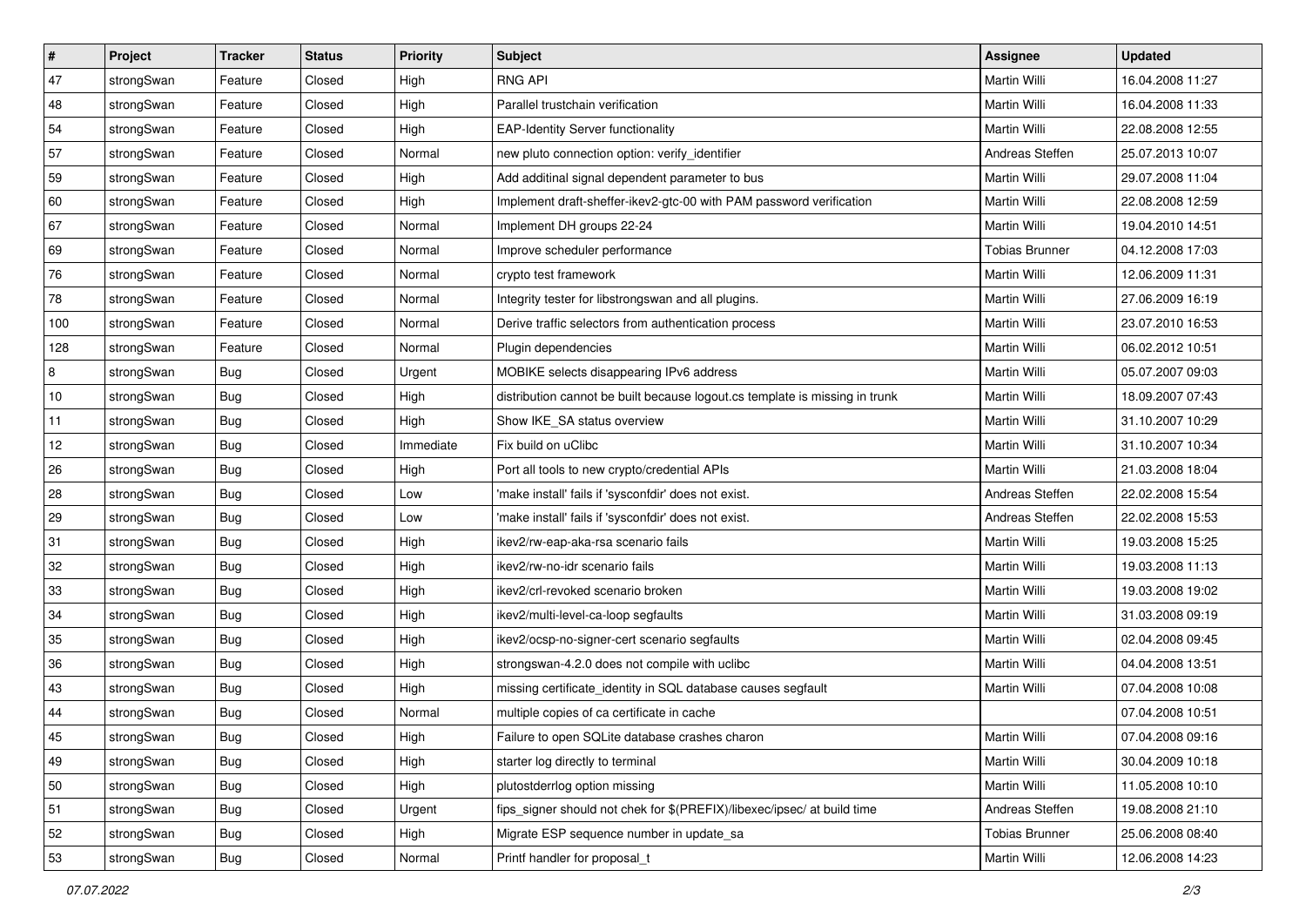| # | Project | Tracker | Status | Priority | Subject | Assignee | Updated |
|---|---|---|---|---|---|---|---|
| 47 | strongSwan | Feature | Closed | High | RNG API | Martin Willi | 16.04.2008 11:27 |
| 48 | strongSwan | Feature | Closed | High | Parallel trustchain verification | Martin Willi | 16.04.2008 11:33 |
| 54 | strongSwan | Feature | Closed | High | EAP-Identity Server functionality | Martin Willi | 22.08.2008 12:55 |
| 57 | strongSwan | Feature | Closed | Normal | new pluto connection option: verify_identifier | Andreas Steffen | 25.07.2013 10:07 |
| 59 | strongSwan | Feature | Closed | High | Add additinal signal dependent parameter to bus | Martin Willi | 29.07.2008 11:04 |
| 60 | strongSwan | Feature | Closed | High | Implement draft-sheffer-ikev2-gtc-00 with PAM password verification | Martin Willi | 22.08.2008 12:59 |
| 67 | strongSwan | Feature | Closed | Normal | Implement DH groups 22-24 | Martin Willi | 19.04.2010 14:51 |
| 69 | strongSwan | Feature | Closed | Normal | Improve scheduler performance | Tobias Brunner | 04.12.2008 17:03 |
| 76 | strongSwan | Feature | Closed | Normal | crypto test framework | Martin Willi | 12.06.2009 11:31 |
| 78 | strongSwan | Feature | Closed | Normal | Integrity tester for libstrongswan and all plugins. | Martin Willi | 27.06.2009 16:19 |
| 100 | strongSwan | Feature | Closed | Normal | Derive traffic selectors from authentication process | Martin Willi | 23.07.2010 16:53 |
| 128 | strongSwan | Feature | Closed | Normal | Plugin dependencies | Martin Willi | 06.02.2012 10:51 |
| 8 | strongSwan | Bug | Closed | Urgent | MOBIKE selects disappearing IPv6 address | Martin Willi | 05.07.2007 09:03 |
| 10 | strongSwan | Bug | Closed | High | distribution cannot be built because logout.cs template is missing in trunk | Martin Willi | 18.09.2007 07:43 |
| 11 | strongSwan | Bug | Closed | High | Show IKE_SA status overview | Martin Willi | 31.10.2007 10:29 |
| 12 | strongSwan | Bug | Closed | Immediate | Fix build on uClibc | Martin Willi | 31.10.2007 10:34 |
| 26 | strongSwan | Bug | Closed | High | Port all tools to new crypto/credential APIs | Martin Willi | 21.03.2008 18:04 |
| 28 | strongSwan | Bug | Closed | Low | 'make install' fails if 'sysconfdir' does not exist. | Andreas Steffen | 22.02.2008 15:54 |
| 29 | strongSwan | Bug | Closed | Low | 'make install' fails if 'sysconfdir' does not exist. | Andreas Steffen | 22.02.2008 15:53 |
| 31 | strongSwan | Bug | Closed | High | ikev2/rw-eap-aka-rsa scenario fails | Martin Willi | 19.03.2008 15:25 |
| 32 | strongSwan | Bug | Closed | High | ikev2/rw-no-idr scenario fails | Martin Willi | 19.03.2008 11:13 |
| 33 | strongSwan | Bug | Closed | High | ikev2/crl-revoked scenario broken | Martin Willi | 19.03.2008 19:02 |
| 34 | strongSwan | Bug | Closed | High | ikev2/multi-level-ca-loop segfaults | Martin Willi | 31.03.2008 09:19 |
| 35 | strongSwan | Bug | Closed | High | ikev2/ocsp-no-signer-cert scenario segfaults | Martin Willi | 02.04.2008 09:45 |
| 36 | strongSwan | Bug | Closed | High | strongswan-4.2.0 does not compile with uclibc | Martin Willi | 04.04.2008 13:51 |
| 43 | strongSwan | Bug | Closed | High | missing certificate_identity in SQL database causes segfault | Martin Willi | 07.04.2008 10:08 |
| 44 | strongSwan | Bug | Closed | Normal | multiple copies of ca certificate in cache | | 07.04.2008 10:51 |
| 45 | strongSwan | Bug | Closed | High | Failure to open SQLite database crashes charon | Martin Willi | 07.04.2008 09:16 |
| 49 | strongSwan | Bug | Closed | High | starter log directly to terminal | Martin Willi | 30.04.2009 10:18 |
| 50 | strongSwan | Bug | Closed | High | plutostderrlog option missing | Martin Willi | 11.05.2008 10:10 |
| 51 | strongSwan | Bug | Closed | Urgent | fips_signer should not chek for $(PREFIX)/libexec/ipsec/ at build time | Andreas Steffen | 19.08.2008 21:10 |
| 52 | strongSwan | Bug | Closed | High | Migrate ESP sequence number in update_sa | Tobias Brunner | 25.06.2008 08:40 |
| 53 | strongSwan | Bug | Closed | Normal | Printf handler for proposal_t | Martin Willi | 12.06.2008 14:23 |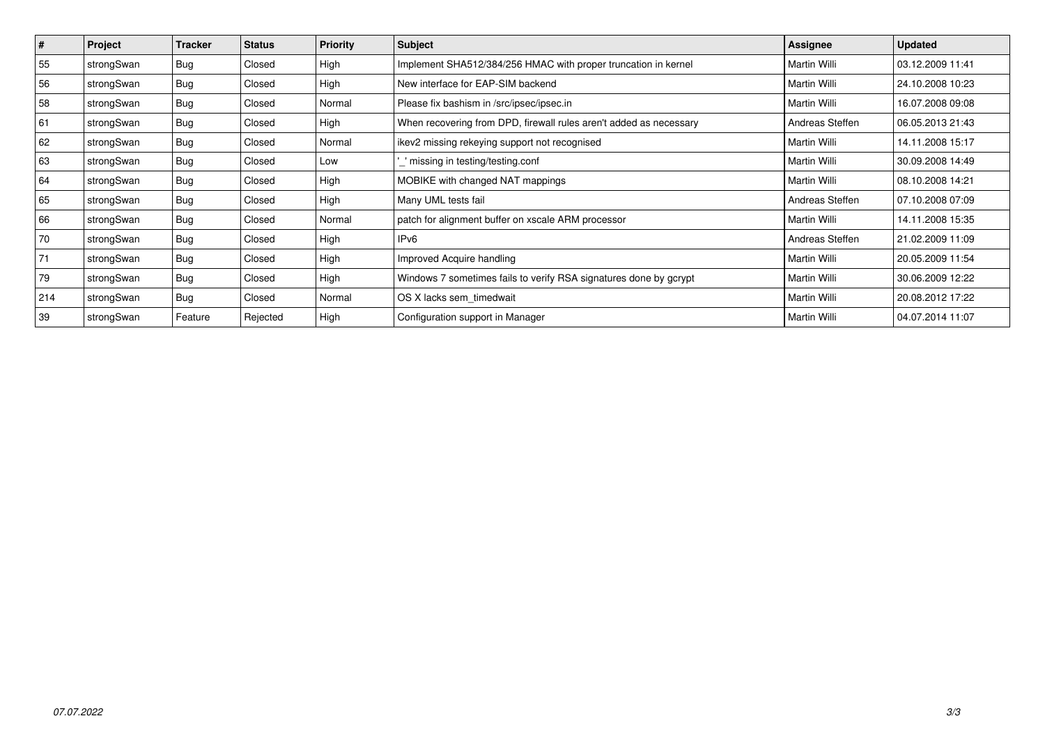| # | Project | Tracker | Status | Priority | Subject | Assignee | Updated |
| --- | --- | --- | --- | --- | --- | --- | --- |
| 55 | strongSwan | Bug | Closed | High | Implement SHA512/384/256 HMAC with proper truncation in kernel | Martin Willi | 03.12.2009 11:41 |
| 56 | strongSwan | Bug | Closed | High | New interface for EAP-SIM backend | Martin Willi | 24.10.2008 10:23 |
| 58 | strongSwan | Bug | Closed | Normal | Please fix bashism in /src/ipsec/ipsec.in | Martin Willi | 16.07.2008 09:08 |
| 61 | strongSwan | Bug | Closed | High | When recovering from DPD, firewall rules aren't added as necessary | Andreas Steffen | 06.05.2013 21:43 |
| 62 | strongSwan | Bug | Closed | Normal | ikev2 missing rekeying support not recognised | Martin Willi | 14.11.2008 15:17 |
| 63 | strongSwan | Bug | Closed | Low | '_' missing in testing/testing.conf | Martin Willi | 30.09.2008 14:49 |
| 64 | strongSwan | Bug | Closed | High | MOBIKE with changed NAT mappings | Martin Willi | 08.10.2008 14:21 |
| 65 | strongSwan | Bug | Closed | High | Many UML tests fail | Andreas Steffen | 07.10.2008 07:09 |
| 66 | strongSwan | Bug | Closed | Normal | patch for alignment buffer on xscale ARM processor | Martin Willi | 14.11.2008 15:35 |
| 70 | strongSwan | Bug | Closed | High | IPv6 | Andreas Steffen | 21.02.2009 11:09 |
| 71 | strongSwan | Bug | Closed | High | Improved Acquire handling | Martin Willi | 20.05.2009 11:54 |
| 79 | strongSwan | Bug | Closed | High | Windows 7 sometimes fails to verify RSA signatures done by gcrypt | Martin Willi | 30.06.2009 12:22 |
| 214 | strongSwan | Bug | Closed | Normal | OS X lacks sem_timedwait | Martin Willi | 20.08.2012 17:22 |
| 39 | strongSwan | Feature | Rejected | High | Configuration support in Manager | Martin Willi | 04.07.2014 11:07 |

*07.07.2022*